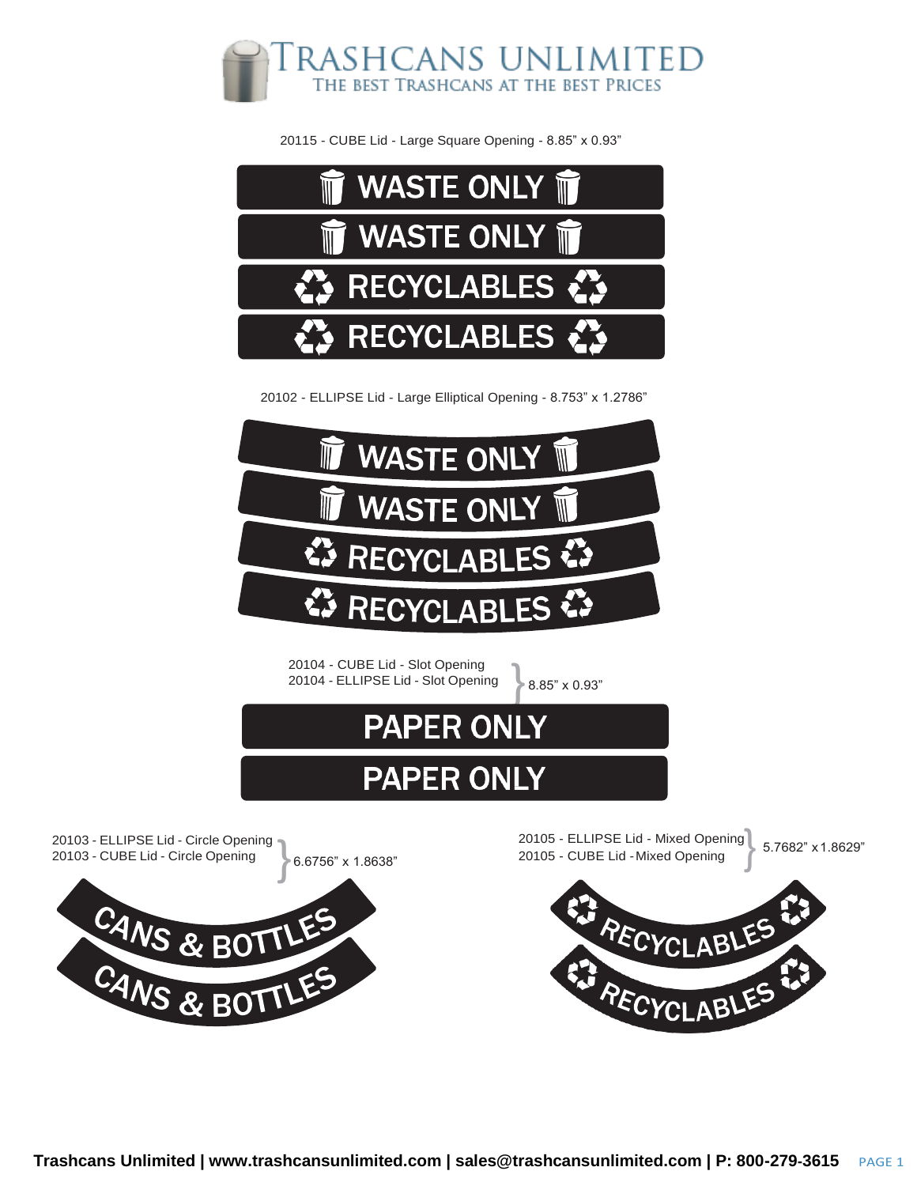# TRASHCANS UNLIMITED

THE BEST TRASHCANS AT THE BEST PRICES

20115 - CUBE Lid - Large Square Opening - 8.85” x 0.93”

WASTE ONLY

WASTE ONLY

RECYCLABLES

RECYCLABLES

20102 - ELLIPSE Lid - Large Elliptical Opening - 8.753” x 1.2786”

WASTE ONLY

WASTE ONLY

RECYCLABLES

RECYCLABLES

20104 - CUBE Lid - Slot Opening
20104 - ELLIPSE Lid - Slot Opening
8.85” x 0.93”

PAPER ONLY

PAPER ONLY

20103 - ELLIPSE Lid - Circle Opening
20103 - CUBE Lid - Circle Opening
6.6756” x 1.8638”

CANS & BOTTLES

CANS & BOTTLES

20105 - ELLIPSE Lid - Mixed Opening
20105 - CUBE Lid - Mixed Opening
5.7682” x 1.8629”

RECYCLABLES

RECYCLABLES

**Trashcans Unlimited | www.trashcansunlimited.com | sales@trashcansunlimited.com | P: 800-279-3615**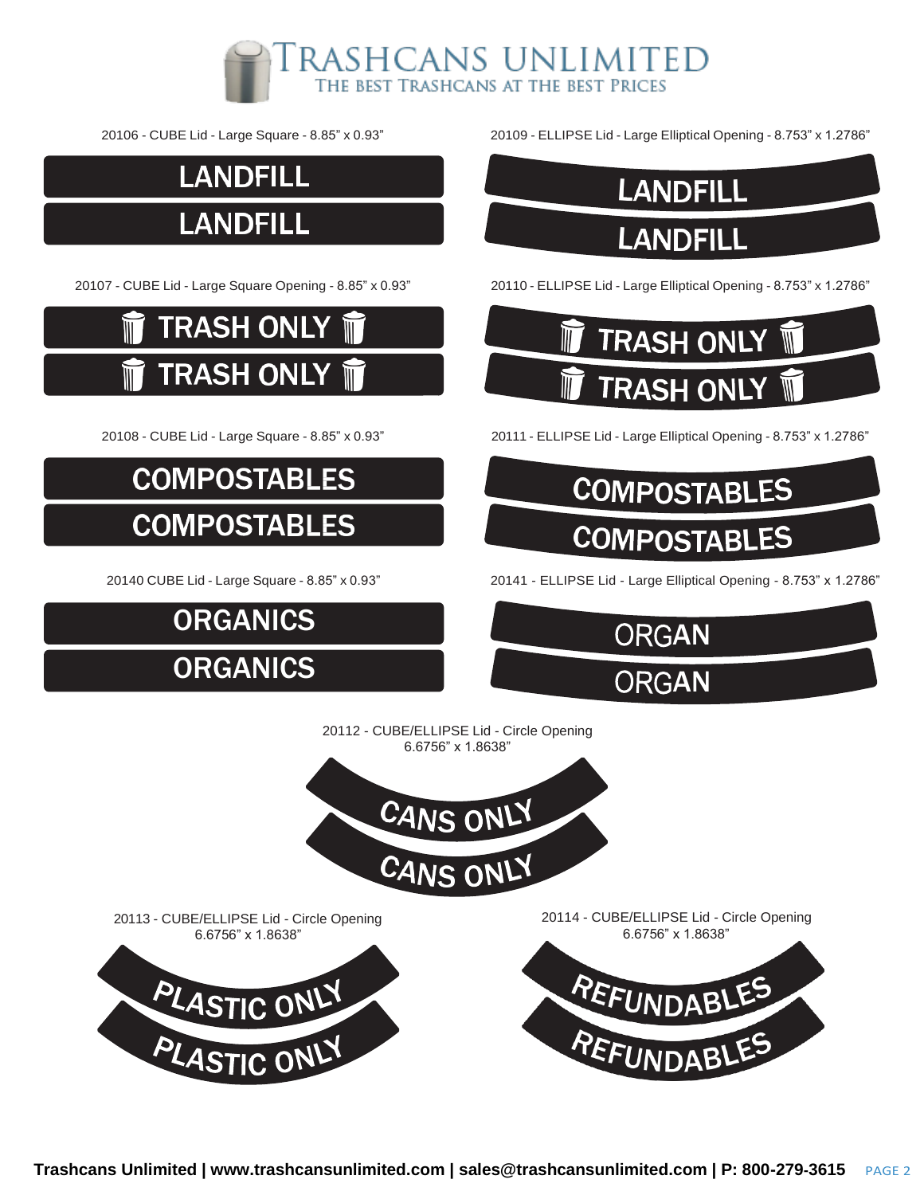# TRASHCANS UNLIMITED

THE BEST TRASHCANS AT THE BEST PRICES

20106 - CUBE Lid - Large Square - 8.85" x 0.93"

LANDFILL

LANDFILL

20109 - ELLIPSE Lid - Large Elliptical Opening - 8.753" x 1.2786"

LANDFILL

LANDFILL

20107 - CUBE Lid - Large Square Opening - 8.85" x 0.93"

TRASH ONLY

TRASH ONLY

20110 - ELLIPSE Lid - Large Elliptical Opening - 8.753" x 1.2786"

TRASH ONLY

TRASH ONLY

20108 - CUBE Lid - Large Square - 8.85" x 0.93"

COMPOSTABLES

COMPOSTABLES

20111 - ELLIPSE Lid - Large Elliptical Opening - 8.753" x 1.2786"

COMPOSTABLES

COMPOSTABLES

20140 CUBE Lid - Large Square - 8.85" x 0.93"

ORGANICS

ORGANICS

20141 - ELLIPSE Lid - Large Elliptical Opening - 8.753" x 1.2786"

ORGAN

ORGAN

20112 - CUBE/ELLIPSE Lid - Circle Opening
6.6756" x 1.8638"

CANS ONLY

CANS ONLY

20113 - CUBE/ELLIPSE Lid - Circle Opening
6.6756" x 1.8638"

PLASTIC ONLY

PLASTIC ONLY

20114 - CUBE/ELLIPSE Lid - Circle Opening
6.6756" x 1.8638"

REFUNDABLES

REFUNDABLES

**Trashcans Unlimited | www.trashcansunlimited.com | sales@trashcansunlimited.com | P: 800-279-3615**